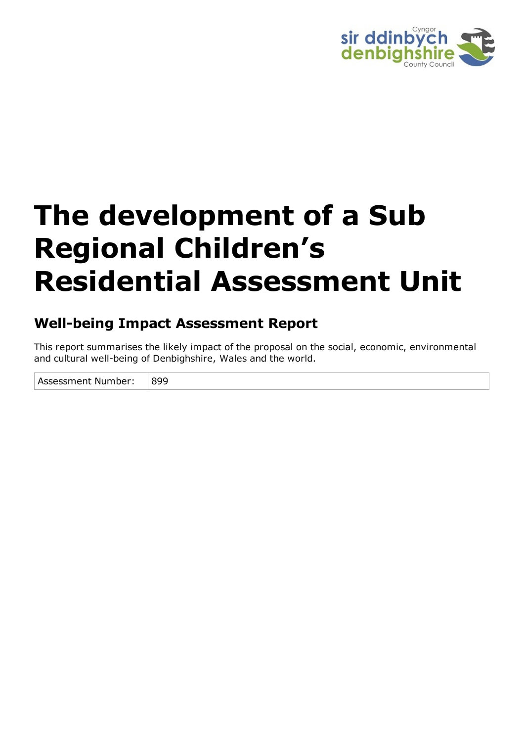# The development of a Sub Regional Children's Residential Assessment Unit

## Well-being Impact Assessment Report

This report summarises the likely impact of the proposal on the social, economic, environmental and cultural well-being of Denbighshire, Wales and the world.

| Assessment Number: | 899 |
|---|---|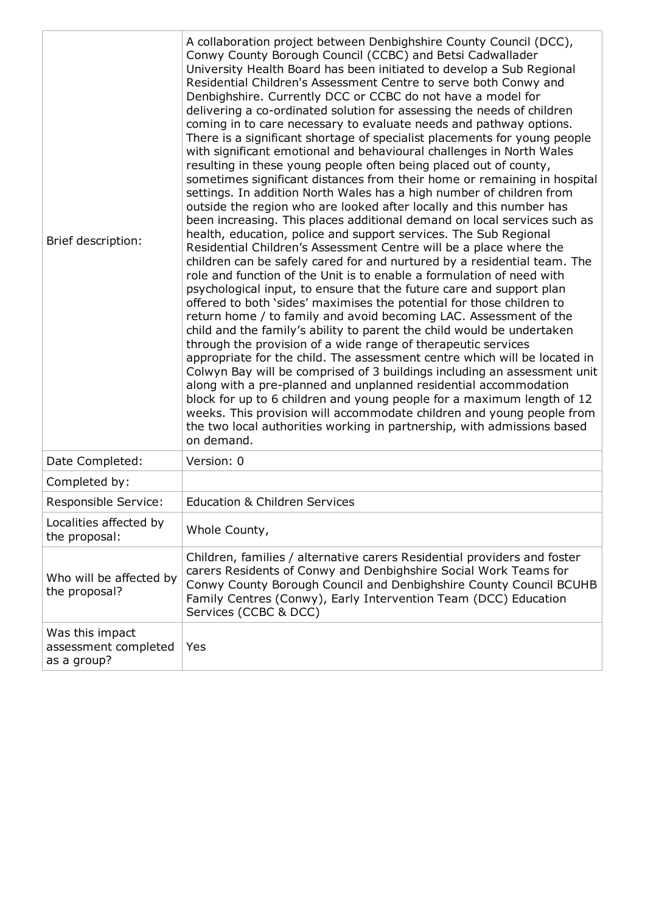| | |
|---|---|
| Brief description: | A collaboration project between Denbighshire County Council (DCC), Conwy County Borough Council (CCBC) and Betsi Cadwallader University Health Board has been initiated to develop a Sub Regional Residential Children's Assessment Centre to serve both Conwy and Denbighshire. Currently DCC or CCBC do not have a model for delivering a co-ordinated solution for assessing the needs of children coming in to care necessary to evaluate needs and pathway options. There is a significant shortage of specialist placements for young people with significant emotional and behavioural challenges in North Wales resulting in these young people often being placed out of county, sometimes significant distances from their home or remaining in hospital settings. In addition North Wales has a high number of children from outside the region who are looked after locally and this number has been increasing. This places additional demand on local services such as health, education, police and support services. The Sub Regional Residential Children's Assessment Centre will be a place where the children can be safely cared for and nurtured by a residential team. The role and function of the Unit is to enable a formulation of need with psychological input, to ensure that the future care and support plan offered to both 'sides' maximises the potential for those children to return home / to family and avoid becoming LAC. Assessment of the child and the family's ability to parent the child would be undertaken through the provision of a wide range of therapeutic services appropriate for the child. The assessment centre which will be located in Colwyn Bay will be comprised of 3 buildings including an assessment unit along with a pre-planned and unplanned residential accommodation block for up to 6 children and young people for a maximum length of 12 weeks. This provision will accommodate children and young people from the two local authorities working in partnership, with admissions based on demand. |
| Date Completed: | Version: 0 |
| Completed by: | |
| Responsible Service: | Education & Children Services |
| Localities affected by the proposal: | Whole County, |
| Who will be affected by the proposal? | Children, families / alternative carers Residential providers and foster carers Residents of Conwy and Denbighshire Social Work Teams for Conwy County Borough Council and Denbighshire County Council BCUHB Family Centres (Conwy), Early Intervention Team (DCC) Education Services (CCBC & DCC) |
| Was this impact assessment completed as a group? | Yes |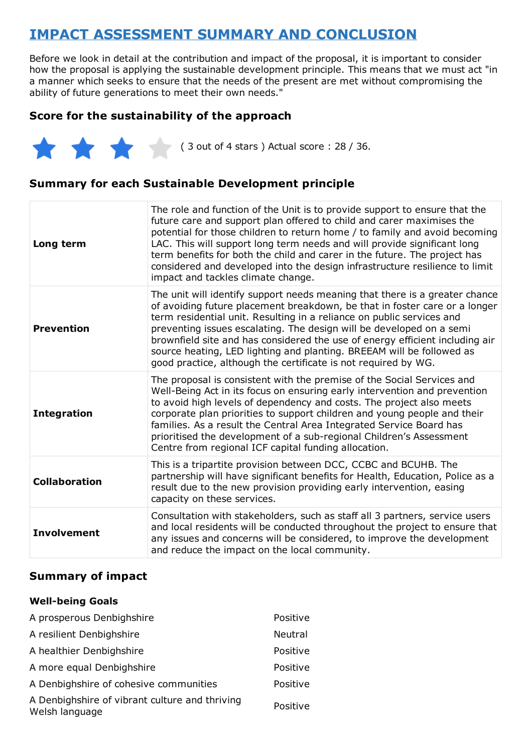# IMPACT ASSESSMENT SUMMARY AND CONCLUSION

Before we look in detail at the contribution and impact of the proposal, it is important to consider how the proposal is applying the sustainable development principle. This means that we must act "in a manner which seeks to ensure that the needs of the present are met without compromising the ability of future generations to meet their own needs."

### Score for the sustainability of the approach

( 3 out of 4 stars ) Actual score : 28 / 36.

### Summary for each Sustainable Development principle

| | |
|---|---|
| **Long term** | The role and function of the Unit is to provide support to ensure that the future care and support plan offered to child and carer maximises the potential for those children to return home / to family and avoid becoming LAC. This will support long term needs and will provide significant long term benefits for both the child and carer in the future. The project has considered and developed into the design infrastructure resilience to limit impact and tackles climate change. |
| **Prevention** | The unit will identify support needs meaning that there is a greater chance of avoiding future placement breakdown, be that in foster care or a longer term residential unit. Resulting in a reliance on public services and preventing issues escalating. The design will be developed on a semi brownfield site and has considered the use of energy efficient including air source heating, LED lighting and planting. BREEAM will be followed as good practice, although the certificate is not required by WG. |
| **Integration** | The proposal is consistent with the premise of the Social Services and Well-Being Act in its focus on ensuring early intervention and prevention to avoid high levels of dependency and costs. The project also meets corporate plan priorities to support children and young people and their families. As a result the Central Area Integrated Service Board has prioritised the development of a sub-regional Children's Assessment Centre from regional ICF capital funding allocation. |
| **Collaboration** | This is a tripartite provision between DCC, CCBC and BCUHB. The partnership will have significant benefits for Health, Education, Police as a result due to the new provision providing early intervention, easing capacity on these services. |
| **Involvement** | Consultation with stakeholders, such as staff all 3 partners, service users and local residents will be conducted throughout the project to ensure that any issues and concerns will be considered, to improve the development and reduce the impact on the local community. |

### Summary of impact

#### Well-being Goals

| | |
|---|---|
| A prosperous Denbighshire | Positive |
| A resilient Denbighshire | Neutral |
| A healthier Denbighshire | Positive |
| A more equal Denbighshire | Positive |
| A Denbighshire of cohesive communities | Positive |
| A Denbighshire of vibrant culture and thriving Welsh language | Positive |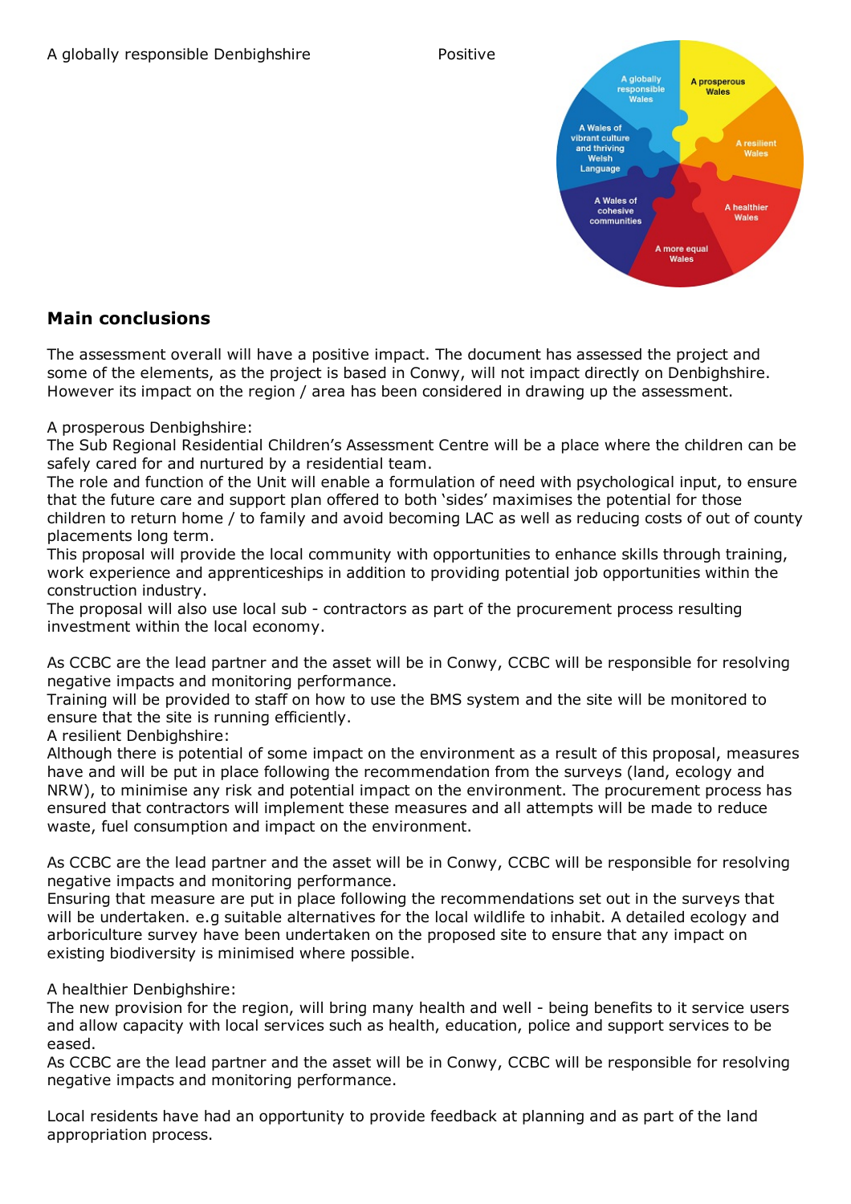A globally responsible Denbighshire Positive

## Main conclusions

The assessment overall will have a positive impact. The document has assessed the project and some of the elements, as the project is based in Conwy, will not impact directly on Denbighshire. However its impact on the region / area has been considered in drawing up the assessment.

A prosperous Denbighshire:
The Sub Regional Residential Children's Assessment Centre will be a place where the children can be safely cared for and nurtured by a residential team.
The role and function of the Unit will enable a formulation of need with psychological input, to ensure that the future care and support plan offered to both 'sides' maximises the potential for those children to return home / to family and avoid becoming LAC as well as reducing costs of out of county placements long term.
This proposal will provide the local community with opportunities to enhance skills through training, work experience and apprenticeships in addition to providing potential job opportunities within the construction industry.
The proposal will also use local sub - contractors as part of the procurement process resulting investment within the local economy.

As CCBC are the lead partner and the asset will be in Conwy, CCBC will be responsible for resolving negative impacts and monitoring performance.
Training will be provided to staff on how to use the BMS system and the site will be monitored to ensure that the site is running efficiently.
A resilient Denbighshire:
Although there is potential of some impact on the environment as a result of this proposal, measures have and will be put in place following the recommendation from the surveys (land, ecology and NRW), to minimise any risk and potential impact on the environment. The procurement process has ensured that contractors will implement these measures and all attempts will be made to reduce waste, fuel consumption and impact on the environment.

As CCBC are the lead partner and the asset will be in Conwy, CCBC will be responsible for resolving negative impacts and monitoring performance.
Ensuring that measure are put in place following the recommendations set out in the surveys that will be undertaken. e.g suitable alternatives for the local wildlife to inhabit. A detailed ecology and arboriculture survey have been undertaken on the proposed site to ensure that any impact on existing biodiversity is minimised where possible.

A healthier Denbighshire:
The new provision for the region, will bring many health and well - being benefits to it service users and allow capacity with local services such as health, education, police and support services to be eased.
As CCBC are the lead partner and the asset will be in Conwy, CCBC will be responsible for resolving negative impacts and monitoring performance.

Local residents have had an opportunity to provide feedback at planning and as part of the land appropriation process.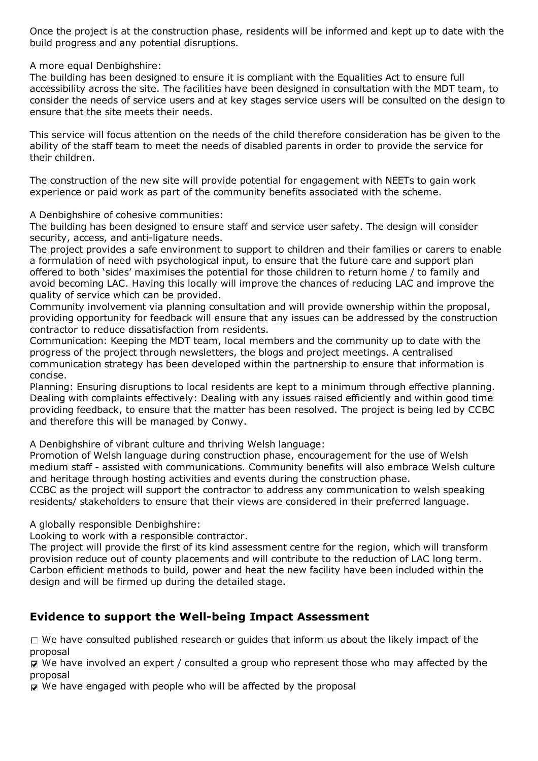Once the project is at the construction phase, residents will be informed and kept up to date with the build progress and any potential disruptions.

A more equal Denbighshire:
The building has been designed to ensure it is compliant with the Equalities Act to ensure full accessibility across the site. The facilities have been designed in consultation with the MDT team, to consider the needs of service users and at key stages service users will be consulted on the design to ensure that the site meets their needs.

This service will focus attention on the needs of the child therefore consideration has be given to the ability of the staff team to meet the needs of disabled parents in order to provide the service for their children.

The construction of the new site will provide potential for engagement with NEETs to gain work experience or paid work as part of the community benefits associated with the scheme.

A Denbighshire of cohesive communities:
The building has been designed to ensure staff and service user safety. The design will consider security, access, and anti-ligature needs.
The project provides a safe environment to support to children and their families or carers to enable a formulation of need with psychological input, to ensure that the future care and support plan offered to both 'sides' maximises the potential for those children to return home / to family and avoid becoming LAC. Having this locally will improve the chances of reducing LAC and improve the quality of service which can be provided.
Community involvement via planning consultation and will provide ownership within the proposal, providing opportunity for feedback will ensure that any issues can be addressed by the construction contractor to reduce dissatisfaction from residents.
Communication: Keeping the MDT team, local members and the community up to date with the progress of the project through newsletters, the blogs and project meetings. A centralised communication strategy has been developed within the partnership to ensure that information is concise.
Planning: Ensuring disruptions to local residents are kept to a minimum through effective planning.
Dealing with complaints effectively: Dealing with any issues raised efficiently and within good time providing feedback, to ensure that the matter has been resolved. The project is being led by CCBC and therefore this will be managed by Conwy.

A Denbighshire of vibrant culture and thriving Welsh language:
Promotion of Welsh language during construction phase, encouragement for the use of Welsh medium staff - assisted with communications. Community benefits will also embrace Welsh culture and heritage through hosting activities and events during the construction phase.
CCBC as the project will support the contractor to address any communication to welsh speaking residents/ stakeholders to ensure that their views are considered in their preferred language.

A globally responsible Denbighshire:
Looking to work with a responsible contractor.
The project will provide the first of its kind assessment centre for the region, which will transform provision reduce out of county placements and will contribute to the reduction of LAC long term.
Carbon efficient methods to build, power and heat the new facility have been included within the design and will be firmed up during the detailed stage.

## Evidence to support the Well-being Impact Assessment

- [ ] We have consulted published research or guides that inform us about the likely impact of the proposal
- [x] We have involved an expert / consulted a group who represent those who may affected by the proposal
- [x] We have engaged with people who will be affected by the proposal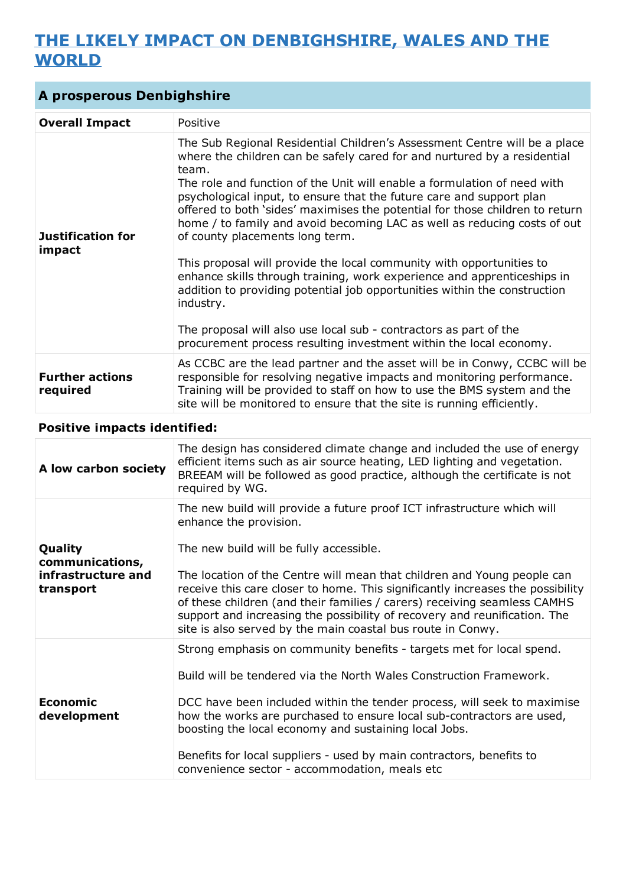# THE LIKELY IMPACT ON DENBIGHSHIRE, WALES AND THE WORLD

## A prosperous Denbighshire

| **Overall Impact** | Positive |
|---|---|
| **Justification for impact** | The Sub Regional Residential Children's Assessment Centre will be a place where the children can be safely cared for and nurtured by a residential team.<br>The role and function of the Unit will enable a formulation of need with psychological input, to ensure that the future care and support plan offered to both 'sides' maximises the potential for those children to return home / to family and avoid becoming LAC as well as reducing costs of out of county placements long term.<br><br>This proposal will provide the local community with opportunities to enhance skills through training, work experience and apprenticeships in addition to providing potential job opportunities within the construction industry.<br><br>The proposal will also use local sub - contractors as part of the procurement process resulting investment within the local economy. |
| **Further actions required** | As CCBC are the lead partner and the asset will be in Conwy, CCBC will be responsible for resolving negative impacts and monitoring performance. Training will be provided to staff on how to use the BMS system and the site will be monitored to ensure that the site is running efficiently. |

### Positive impacts identified:

| | |
|---|---|
| **A low carbon society** | The design has considered climate change and included the use of energy efficient items such as air source heating, LED lighting and vegetation. BREEAM will be followed as good practice, although the certificate is not required by WG. |
| **Quality communications, infrastructure and transport** | The new build will provide a future proof ICT infrastructure which will enhance the provision.<br><br>The new build will be fully accessible.<br><br>The location of the Centre will mean that children and Young people can receive this care closer to home. This significantly increases the possibility of these children (and their families / carers) receiving seamless CAMHS support and increasing the possibility of recovery and reunification. The site is also served by the main coastal bus route in Conwy. |
| **Economic development** | Strong emphasis on community benefits - targets met for local spend.<br><br>Build will be tendered via the North Wales Construction Framework.<br><br>DCC have been included within the tender process, will seek to maximise how the works are purchased to ensure local sub-contractors are used, boosting the local economy and sustaining local Jobs.<br><br>Benefits for local suppliers - used by main contractors, benefits to convenience sector - accommodation, meals etc |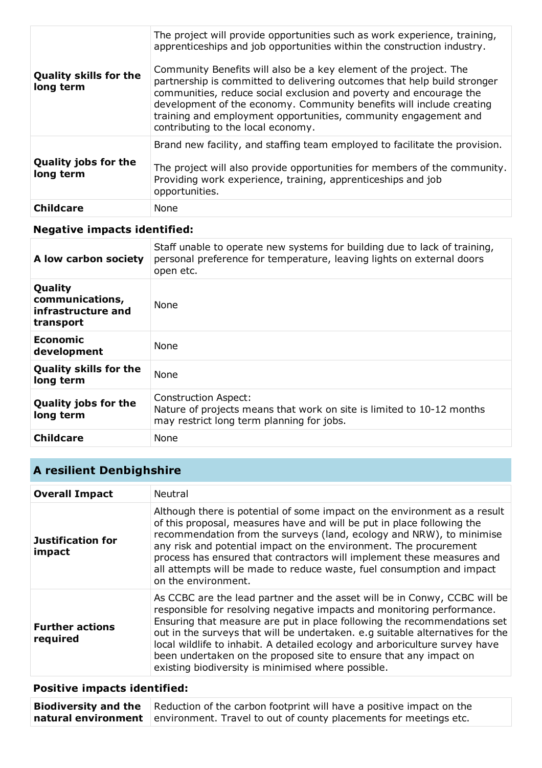| | |
|---|---|
| **Quality skills for the long term** | The project will provide opportunities such as work experience, training, apprenticeships and job opportunities within the construction industry.<br><br>Community Benefits will also be a key element of the project. The partnership is committed to delivering outcomes that help build stronger communities, reduce social exclusion and poverty and encourage the development of the economy. Community benefits will include creating training and employment opportunities, community engagement and contributing to the local economy. |
| **Quality jobs for the long term** | Brand new facility, and staffing team employed to facilitate the provision.<br><br>The project will also provide opportunities for members of the community. Providing work experience, training, apprenticeships and job opportunities. |
| **Childcare** | None |

### Negative impacts identified:

| | |
|---|---|
| **A low carbon society** | Staff unable to operate new systems for building due to lack of training, personal preference for temperature, leaving lights on external doors open etc. |
| **Quality communications, infrastructure and transport** | None |
| **Economic development** | None |
| **Quality skills for the long term** | None |
| **Quality jobs for the long term** | Construction Aspect:<br>Nature of projects means that work on site is limited to 10-12 months may restrict long term planning for jobs. |
| **Childcare** | None |

## A resilient Denbighshire

| | |
|---|---|
| **Overall Impact** | Neutral |
| **Justification for impact** | Although there is potential of some impact on the environment as a result of this proposal, measures have and will be put in place following the recommendation from the surveys (land, ecology and NRW), to minimise any risk and potential impact on the environment. The procurement process has ensured that contractors will implement these measures and all attempts will be made to reduce waste, fuel consumption and impact on the environment. |
| **Further actions required** | As CCBC are the lead partner and the asset will be in Conwy, CCBC will be responsible for resolving negative impacts and monitoring performance. Ensuring that measure are put in place following the recommendations set out in the surveys that will be undertaken. e.g suitable alternatives for the local wildlife to inhabit. A detailed ecology and arboriculture survey have been undertaken on the proposed site to ensure that any impact on existing biodiversity is minimised where possible. |

### Positive impacts identified:

| | |
|---|---|
| **Biodiversity and the natural environment** | Reduction of the carbon footprint will have a positive impact on the environment. Travel to out of county placements for meetings etc. |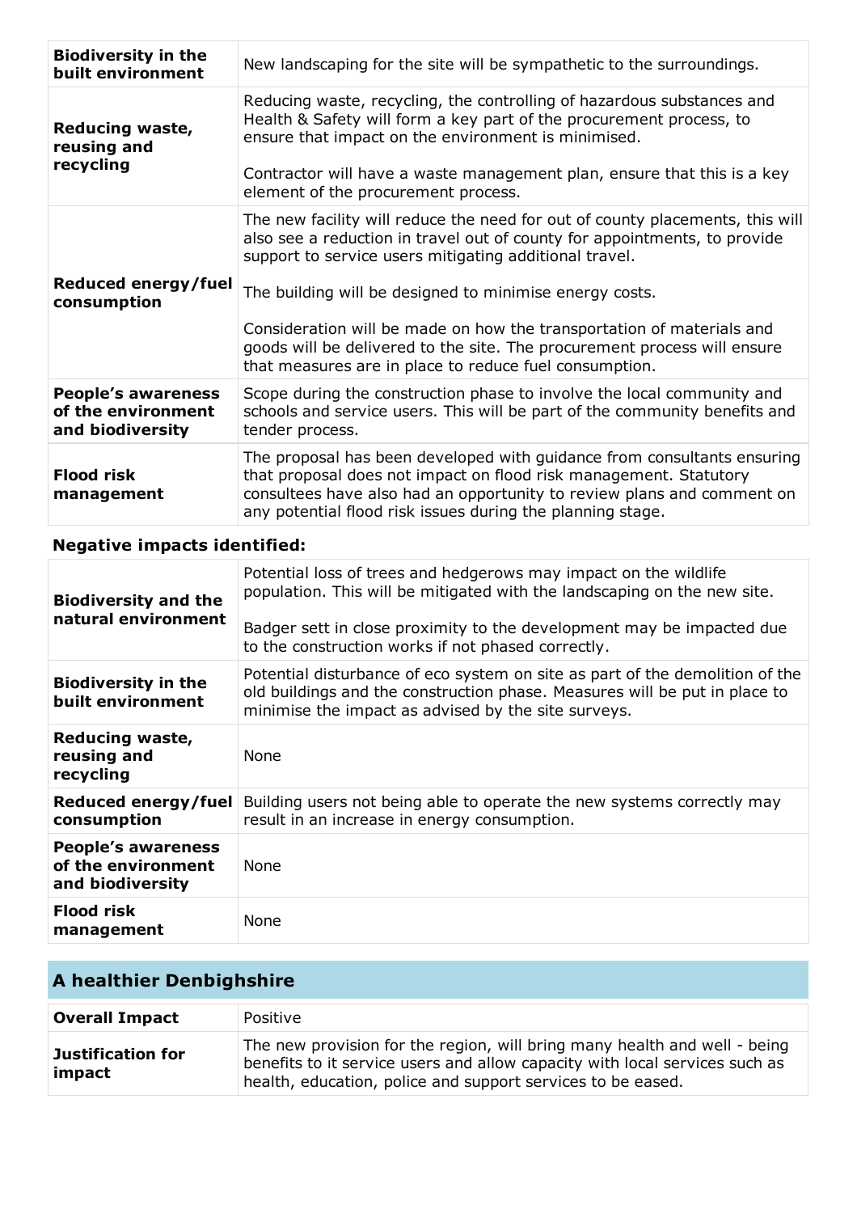| | |
|---|---|
| **Biodiversity in the built environment** | New landscaping for the site will be sympathetic to the surroundings. |
| **Reducing waste, reusing and recycling** | Reducing waste, recycling, the controlling of hazardous substances and Health & Safety will form a key part of the procurement process, to ensure that impact on the environment is minimised.<br><br>Contractor will have a waste management plan, ensure that this is a key element of the procurement process. |
| **Reduced energy/fuel consumption** | The new facility will reduce the need for out of county placements, this will also see a reduction in travel out of county for appointments, to provide support to service users mitigating additional travel.<br><br>The building will be designed to minimise energy costs.<br><br>Consideration will be made on how the transportation of materials and goods will be delivered to the site. The procurement process will ensure that measures are in place to reduce fuel consumption. |
| **People's awareness of the environment and biodiversity** | Scope during the construction phase to involve the local community and schools and service users. This will be part of the community benefits and tender process. |
| **Flood risk management** | The proposal has been developed with guidance from consultants ensuring that proposal does not impact on flood risk management. Statutory consultees have also had an opportunity to review plans and comment on any potential flood risk issues during the planning stage. |

**Negative impacts identified:**

| | |
|---|---|
| **Biodiversity and the natural environment** | Potential loss of trees and hedgerows may impact on the wildlife population. This will be mitigated with the landscaping on the new site.<br><br>Badger sett in close proximity to the development may be impacted due to the construction works if not phased correctly. |
| **Biodiversity in the built environment** | Potential disturbance of eco system on site as part of the demolition of the old buildings and the construction phase. Measures will be put in place to minimise the impact as advised by the site surveys. |
| **Reducing waste, reusing and recycling** | None |
| **Reduced energy/fuel consumption** | Building users not being able to operate the new systems correctly may result in an increase in energy consumption. |
| **People's awareness of the environment and biodiversity** | None |
| **Flood risk management** | None |

## A healthier Denbighshire

| | |
|---|---|
| **Overall Impact** | Positive |
| **Justification for impact** | The new provision for the region, will bring many health and well - being benefits to it service users and allow capacity with local services such as health, education, police and support services to be eased. |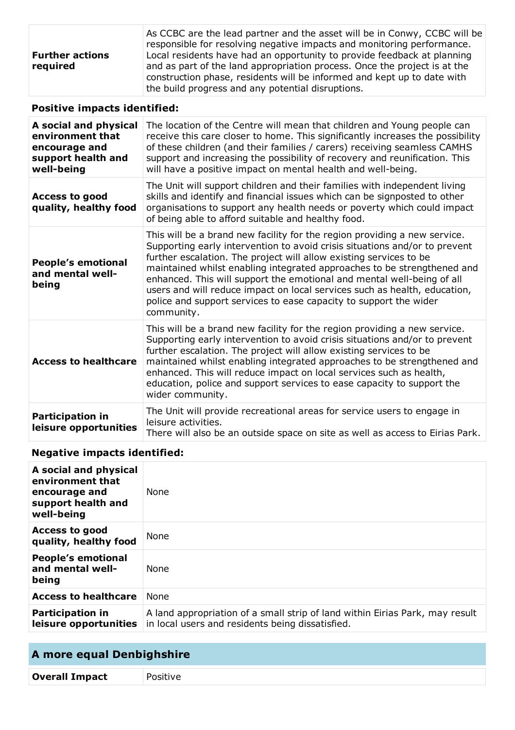| **Further actions required** | As CCBC are the lead partner and the asset will be in Conwy, CCBC will be responsible for resolving negative impacts and monitoring performance. Local residents have had an opportunity to provide feedback at planning and as part of the land appropriation process. Once the project is at the construction phase, residents will be informed and kept up to date with the build progress and any potential disruptions. |
|---|---|

### Positive impacts identified:

| **A social and physical environment that encourage and support health and well-being** | The location of the Centre will mean that children and Young people can receive this care closer to home. This significantly increases the possibility of these children (and their families / carers) receiving seamless CAMHS support and increasing the possibility of recovery and reunification. This will have a positive impact on mental health and well-being. |
|---|---|
| **Access to good quality, healthy food** | The Unit will support children and their families with independent living skills and identify and financial issues which can be signposted to other organisations to support any health needs or poverty which could impact of being able to afford suitable and healthy food. |
| **People's emotional and mental well-being** | This will be a brand new facility for the region providing a new service. Supporting early intervention to avoid crisis situations and/or to prevent further escalation. The project will allow existing services to be maintained whilst enabling integrated approaches to be strengthened and enhanced. This will support the emotional and mental well-being of all users and will reduce impact on local services such as health, education, police and support services to ease capacity to support the wider community. |
| **Access to healthcare** | This will be a brand new facility for the region providing a new service. Supporting early intervention to avoid crisis situations and/or to prevent further escalation. The project will allow existing services to be maintained whilst enabling integrated approaches to be strengthened and enhanced. This will reduce impact on local services such as health, education, police and support services to ease capacity to support the wider community. |
| **Participation in leisure opportunities** | The Unit will provide recreational areas for service users to engage in leisure activities.<br>There will also be an outside space on site as well as access to Eirias Park. |

### Negative impacts identified:

| **A social and physical environment that encourage and support health and well-being** | None |
|---|---|
| **Access to good quality, healthy food** | None |
| **People's emotional and mental well-being** | None |
| **Access to healthcare** | None |
| **Participation in leisure opportunities** | A land appropriation of a small strip of land within Eirias Park, may result in local users and residents being dissatisfied. |

## A more equal Denbighshire

| **Overall Impact** | Positive |
|---|---|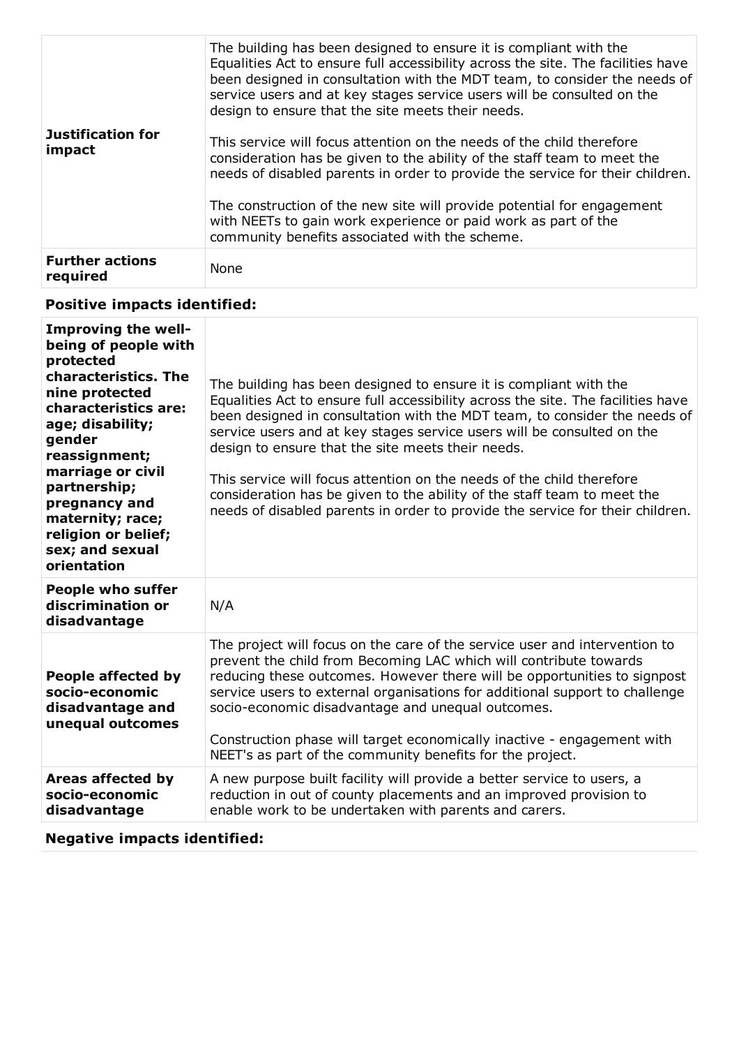| | |
|---|---|
| **Justification for impact** | The building has been designed to ensure it is compliant with the Equalities Act to ensure full accessibility across the site. The facilities have been designed in consultation with the MDT team, to consider the needs of service users and at key stages service users will be consulted on the design to ensure that the site meets their needs.<br><br>This service will focus attention on the needs of the child therefore consideration has be given to the ability of the staff team to meet the needs of disabled parents in order to provide the service for their children.<br><br>The construction of the new site will provide potential for engagement with NEETs to gain work experience or paid work as part of the community benefits associated with the scheme. |
| **Further actions required** | None |

### Positive impacts identified:

| | |
|---|---|
| **Improving the well-being of people with protected characteristics. The nine protected characteristics are: age; disability; gender reassignment; marriage or civil partnership; pregnancy and maternity; race; religion or belief; sex; and sexual orientation** | The building has been designed to ensure it is compliant with the Equalities Act to ensure full accessibility across the site. The facilities have been designed in consultation with the MDT team, to consider the needs of service users and at key stages service users will be consulted on the design to ensure that the site meets their needs.<br><br>This service will focus attention on the needs of the child therefore consideration has be given to the ability of the staff team to meet the needs of disabled parents in order to provide the service for their children. |
| **People who suffer discrimination or disadvantage** | N/A |
| **People affected by socio-economic disadvantage and unequal outcomes** | The project will focus on the care of the service user and intervention to prevent the child from Becoming LAC which will contribute towards reducing these outcomes. However there will be opportunities to signpost service users to external organisations for additional support to challenge socio-economic disadvantage and unequal outcomes.<br><br>Construction phase will target economically inactive - engagement with NEET's as part of the community benefits for the project. |
| **Areas affected by socio-economic disadvantage** | A new purpose built facility will provide a better service to users, a reduction in out of county placements and an improved provision to enable work to be undertaken with parents and carers. |

### Negative impacts identified: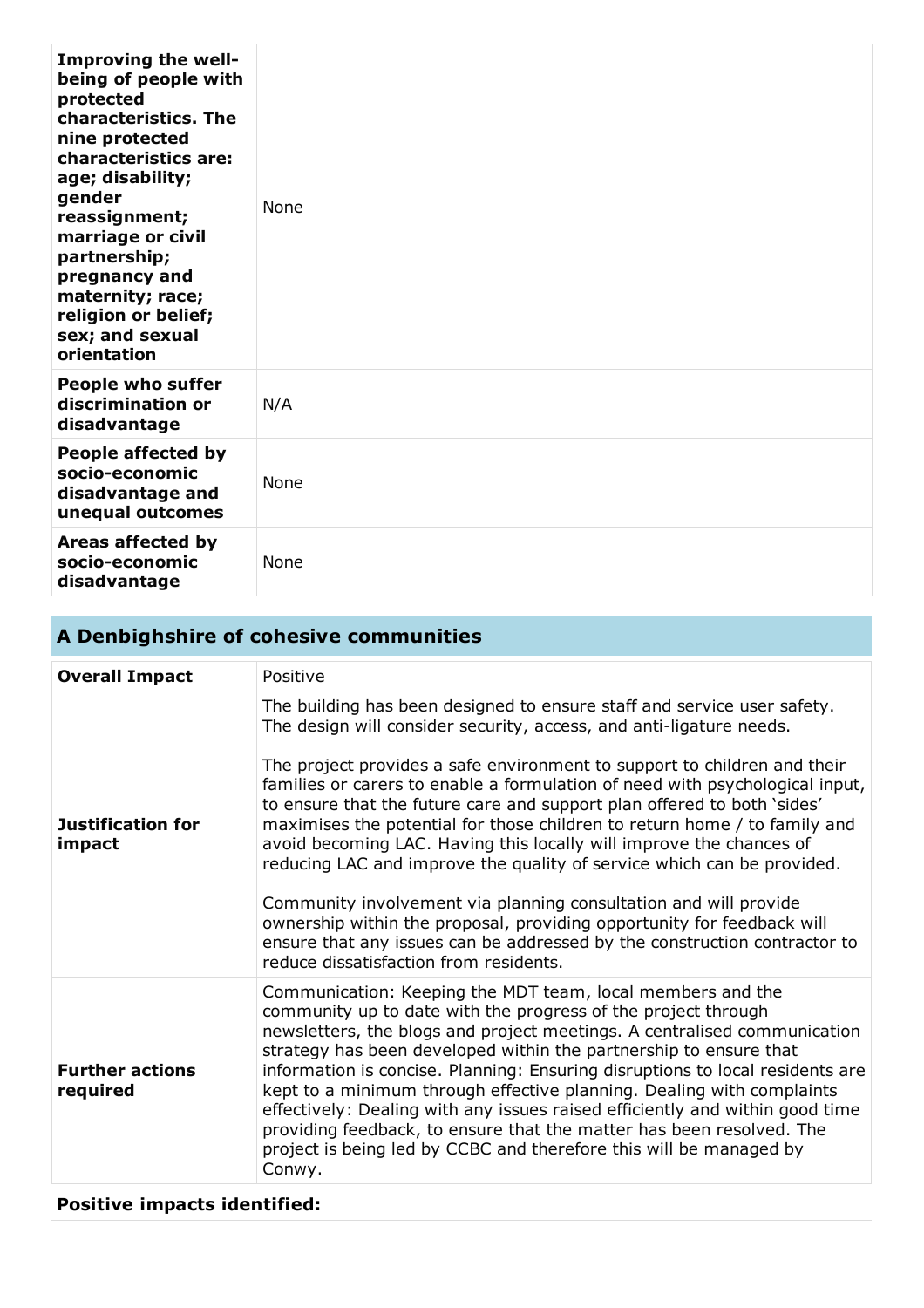| | |
|---|---|
| **Improving the well-being of people with protected characteristics. The nine protected characteristics are: age; disability; gender reassignment; marriage or civil partnership; pregnancy and maternity; race; religion or belief; sex; and sexual orientation** | None |
| **People who suffer discrimination or disadvantage** | N/A |
| **People affected by socio-economic disadvantage and unequal outcomes** | None |
| **Areas affected by socio-economic disadvantage** | None |

## A Denbighshire of cohesive communities

| | |
|---|---|
| **Overall Impact** | Positive |
| **Justification for impact** | The building has been designed to ensure staff and service user safety. The design will consider security, access, and anti-ligature needs.<br><br>The project provides a safe environment to support to children and their families or carers to enable a formulation of need with psychological input, to ensure that the future care and support plan offered to both 'sides' maximises the potential for those children to return home / to family and avoid becoming LAC. Having this locally will improve the chances of reducing LAC and improve the quality of service which can be provided.<br><br>Community involvement via planning consultation and will provide ownership within the proposal, providing opportunity for feedback will ensure that any issues can be addressed by the construction contractor to reduce dissatisfaction from residents. |
| **Further actions required** | Communication: Keeping the MDT team, local members and the community up to date with the progress of the project through newsletters, the blogs and project meetings. A centralised communication strategy has been developed within the partnership to ensure that information is concise. Planning: Ensuring disruptions to local residents are kept to a minimum through effective planning. Dealing with complaints effectively: Dealing with any issues raised efficiently and within good time providing feedback, to ensure that the matter has been resolved. The project is being led by CCBC and therefore this will be managed by Conwy. |

**Positive impacts identified:**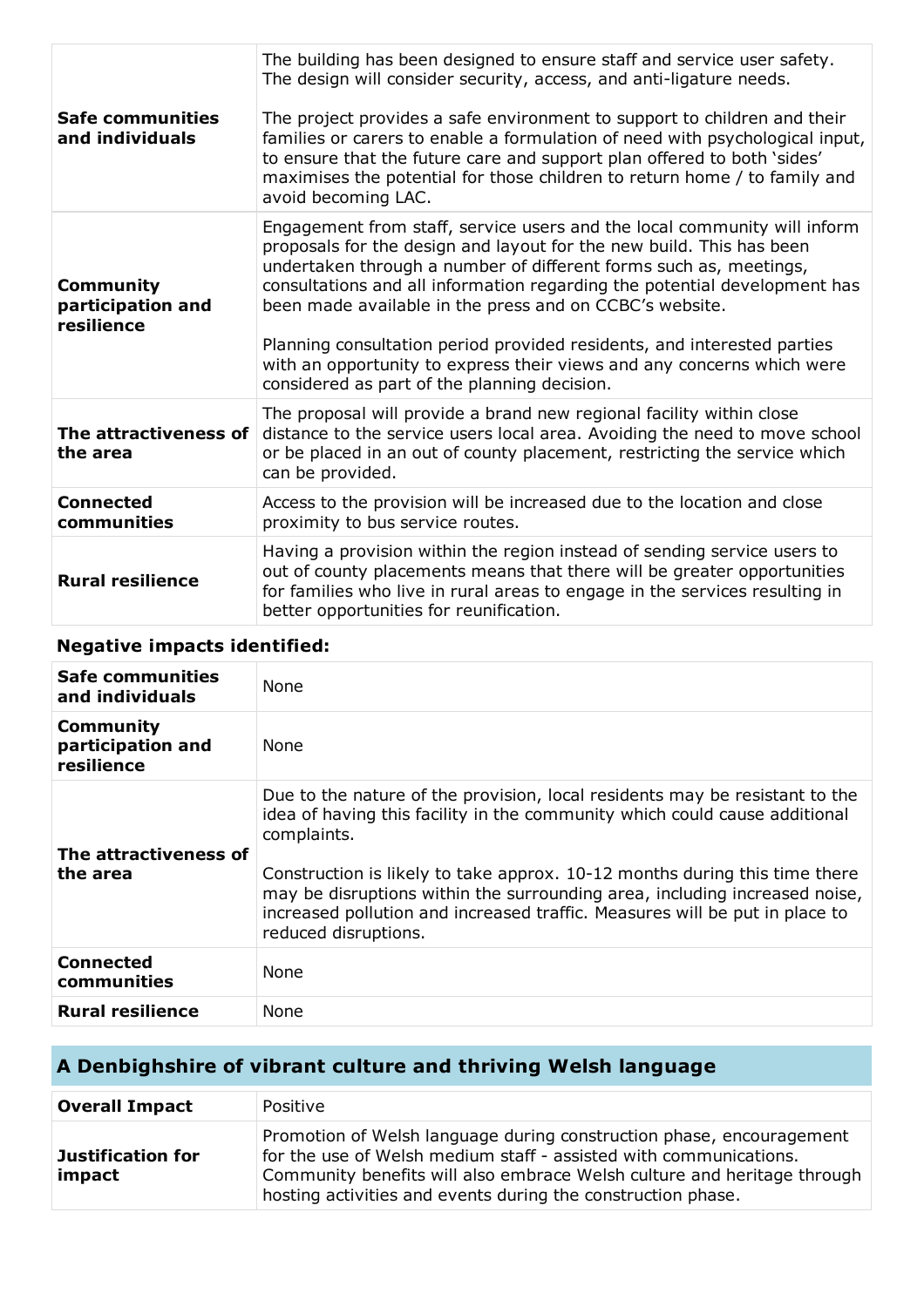| | |
|---|---|
| **Safe communities and individuals** | The building has been designed to ensure staff and service user safety. The design will consider security, access, and anti-ligature needs.<br><br>The project provides a safe environment to support to children and their families or carers to enable a formulation of need with psychological input, to ensure that the future care and support plan offered to both 'sides' maximises the potential for those children to return home / to family and avoid becoming LAC. |
| **Community participation and resilience** | Engagement from staff, service users and the local community will inform proposals for the design and layout for the new build. This has been undertaken through a number of different forms such as, meetings, consultations and all information regarding the potential development has been made available in the press and on CCBC's website.<br><br>Planning consultation period provided residents, and interested parties with an opportunity to express their views and any concerns which were considered as part of the planning decision. |
| **The attractiveness of the area** | The proposal will provide a brand new regional facility within close distance to the service users local area. Avoiding the need to move school or be placed in an out of county placement, restricting the service which can be provided. |
| **Connected communities** | Access to the provision will be increased due to the location and close proximity to bus service routes. |
| **Rural resilience** | Having a provision within the region instead of sending service users to out of county placements means that there will be greater opportunities for families who live in rural areas to engage in the services resulting in better opportunities for reunification. |

### Negative impacts identified:

| | |
|---|---|
| **Safe communities and individuals** | None |
| **Community participation and resilience** | None |
| **The attractiveness of the area** | Due to the nature of the provision, local residents may be resistant to the idea of having this facility in the community which could cause additional complaints.<br><br>Construction is likely to take approx. 10-12 months during this time there may be disruptions within the surrounding area, including increased noise, increased pollution and increased traffic. Measures will be put in place to reduced disruptions. |
| **Connected communities** | None |
| **Rural resilience** | None |

## A Denbighshire of vibrant culture and thriving Welsh language

| | |
|---|---|
| **Overall Impact** | Positive |
| **Justification for impact** | Promotion of Welsh language during construction phase, encouragement for the use of Welsh medium staff - assisted with communications. Community benefits will also embrace Welsh culture and heritage through hosting activities and events during the construction phase. |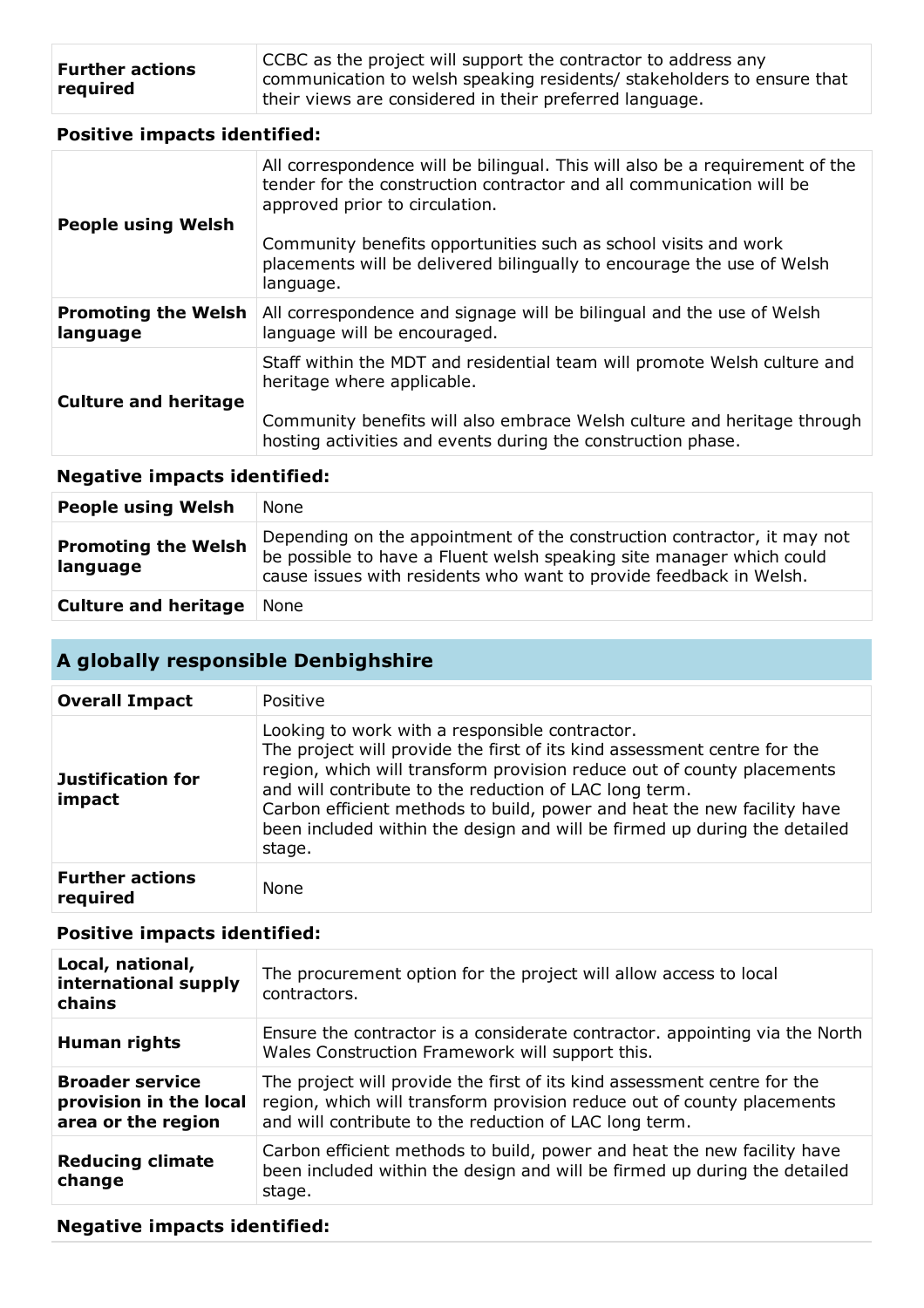| Further actions required | CCBC as the project will support the contractor to address any communication to welsh speaking residents/ stakeholders to ensure that their views are considered in their preferred language. |
|---|---|

**Positive impacts identified:**

| People using Welsh | All correspondence will be bilingual. This will also be a requirement of the tender for the construction contractor and all communication will be approved prior to circulation.<br><br>Community benefits opportunities such as school visits and work placements will be delivered bilingually to encourage the use of Welsh language. |
|---|---|
| Promoting the Welsh language | All correspondence and signage will be bilingual and the use of Welsh language will be encouraged. |
| Culture and heritage | Staff within the MDT and residential team will promote Welsh culture and heritage where applicable.<br><br>Community benefits will also embrace Welsh culture and heritage through hosting activities and events during the construction phase. |

**Negative impacts identified:**

| People using Welsh | None |
|---|---|
| Promoting the Welsh language | Depending on the appointment of the construction contractor, it may not be possible to have a Fluent welsh speaking site manager which could cause issues with residents who want to provide feedback in Welsh. |
| Culture and heritage | None |

## A globally responsible Denbighshire

| Overall Impact | Positive |
|---|---|
| Justification for impact | Looking to work with a responsible contractor.<br>The project will provide the first of its kind assessment centre for the region, which will transform provision reduce out of county placements and will contribute to the reduction of LAC long term.<br>Carbon efficient methods to build, power and heat the new facility have been included within the design and will be firmed up during the detailed stage. |
| Further actions required | None |

**Positive impacts identified:**

| Local, national, international supply chains | The procurement option for the project will allow access to local contractors. |
|---|---|
| Human rights | Ensure the contractor is a considerate contractor. appointing via the North Wales Construction Framework will support this. |
| Broader service provision in the local area or the region | The project will provide the first of its kind assessment centre for the region, which will transform provision reduce out of county placements and will contribute to the reduction of LAC long term. |
| Reducing climate change | Carbon efficient methods to build, power and heat the new facility have been included within the design and will be firmed up during the detailed stage. |

**Negative impacts identified:**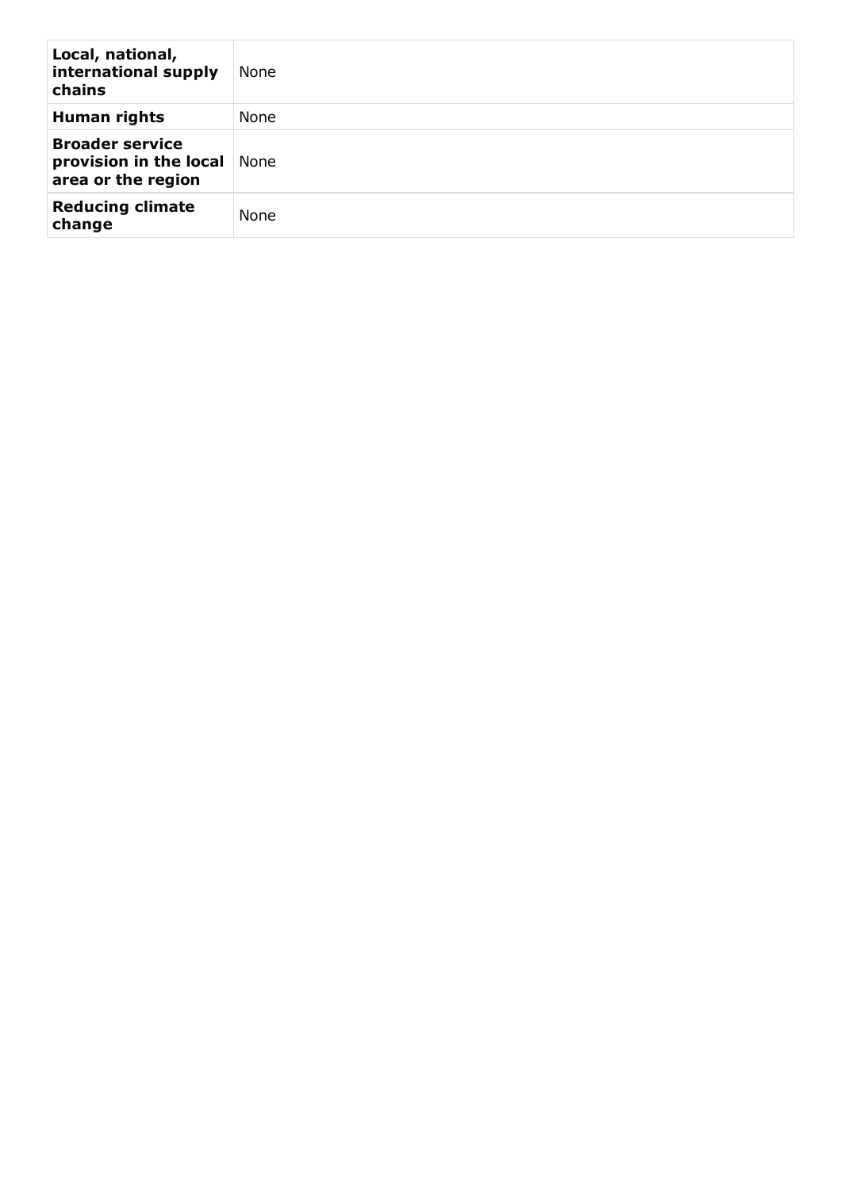| | |
|---|---|
| **Local, national, international supply chains** | None |
| **Human rights** | None |
| **Broader service provision in the local area or the region** | None |
| **Reducing climate change** | None |